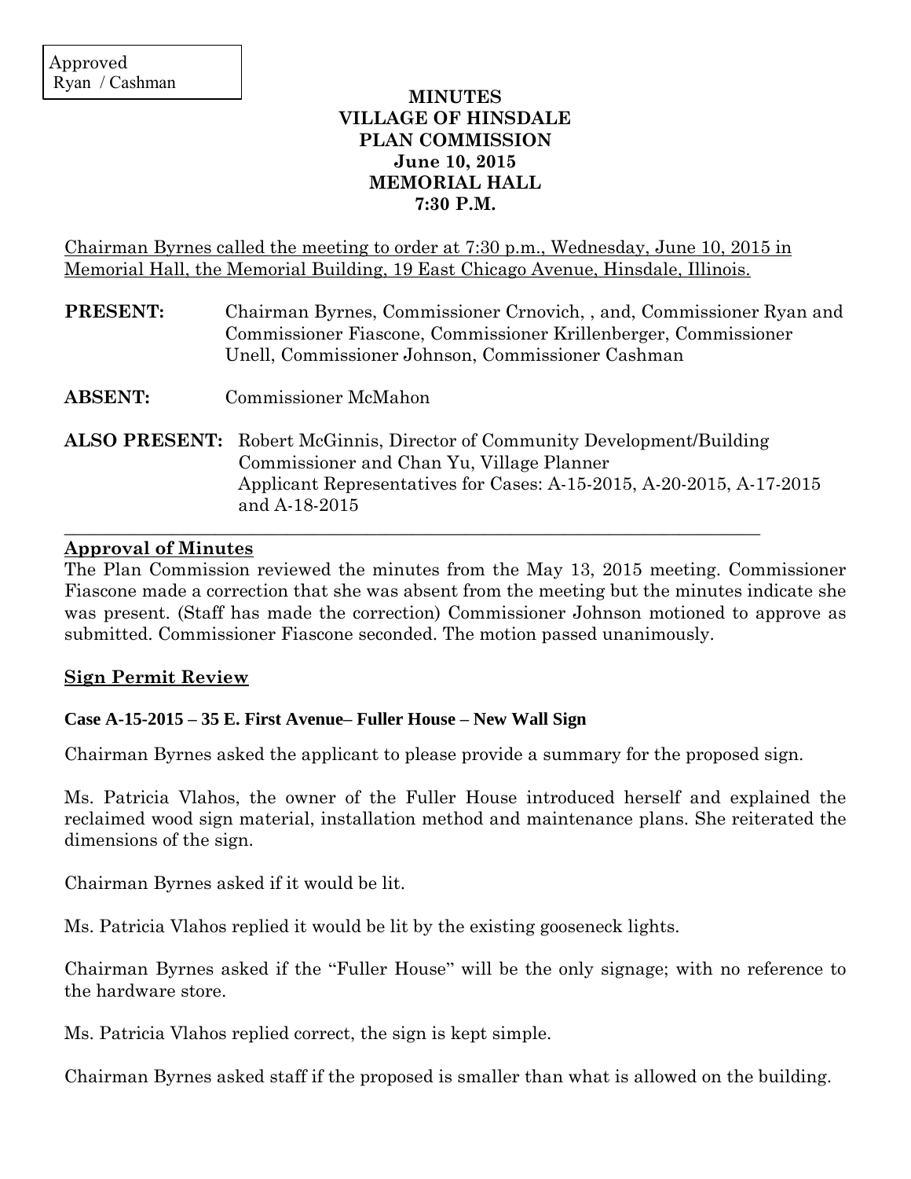Approved
Ryan / Cashman

**MINUTES**
**VILLAGE OF HINSDALE**
**PLAN COMMISSION**
**June 10, 2015**
**MEMORIAL HALL**
**7:30 P.M.**

Chairman Byrnes called the meeting to order at 7:30 p.m., Wednesday, June 10, 2015 in Memorial Hall, the Memorial Building, 19 East Chicago Avenue, Hinsdale, Illinois.

**PRESENT:** Chairman Byrnes, Commissioner Crnovich, , and, Commissioner Ryan and Commissioner Fiascone, Commissioner Krillenberger, Commissioner Unell, Commissioner Johnson, Commissioner Cashman

**ABSENT:** Commissioner McMahon

**ALSO PRESENT:** Robert McGinnis, Director of Community Development/Building Commissioner and Chan Yu, Village Planner
Applicant Representatives for Cases: A-15-2015, A-20-2015, A-17-2015 and A-18-2015

---

## Approval of Minutes

The Plan Commission reviewed the minutes from the May 13, 2015 meeting. Commissioner Fiascone made a correction that she was absent from the meeting but the minutes indicate she was present. (Staff has made the correction) Commissioner Johnson motioned to approve as submitted. Commissioner Fiascone seconded. The motion passed unanimously.

## Sign Permit Review

### Case A-15-2015 – 35 E. First Avenue– Fuller House – New Wall Sign

Chairman Byrnes asked the applicant to please provide a summary for the proposed sign.

Ms. Patricia Vlahos, the owner of the Fuller House introduced herself and explained the reclaimed wood sign material, installation method and maintenance plans. She reiterated the dimensions of the sign.

Chairman Byrnes asked if it would be lit.

Ms. Patricia Vlahos replied it would be lit by the existing gooseneck lights.

Chairman Byrnes asked if the "Fuller House" will be the only signage; with no reference to the hardware store.

Ms. Patricia Vlahos replied correct, the sign is kept simple.

Chairman Byrnes asked staff if the proposed is smaller than what is allowed on the building.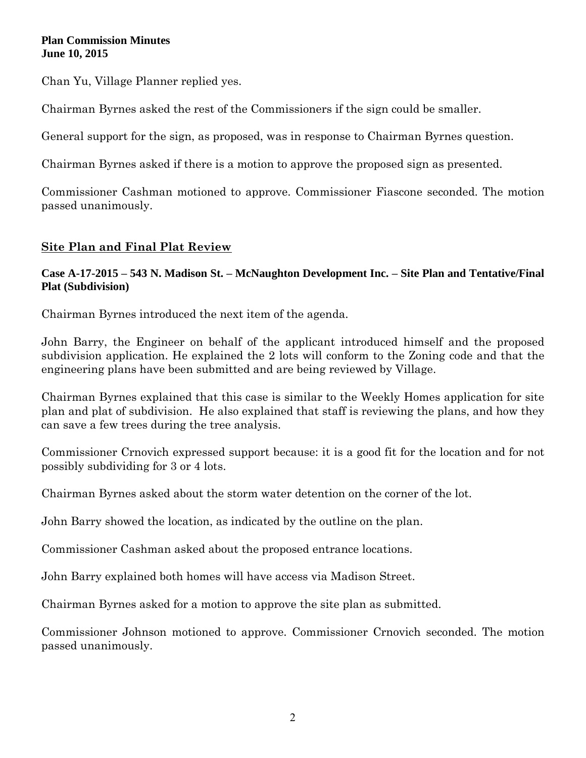Chan Yu, Village Planner replied yes.

Chairman Byrnes asked the rest of the Commissioners if the sign could be smaller.

General support for the sign, as proposed, was in response to Chairman Byrnes question.

Chairman Byrnes asked if there is a motion to approve the proposed sign as presented.

Commissioner Cashman motioned to approve. Commissioner Fiascone seconded. The motion passed unanimously.

## Site Plan and Final Plat Review

### Case A-17-2015 – 543 N. Madison St. – McNaughton Development Inc. – Site Plan and Tentative/Final Plat (Subdivision)

Chairman Byrnes introduced the next item of the agenda.

John Barry, the Engineer on behalf of the applicant introduced himself and the proposed subdivision application. He explained the 2 lots will conform to the Zoning code and that the engineering plans have been submitted and are being reviewed by Village.

Chairman Byrnes explained that this case is similar to the Weekly Homes application for site plan and plat of subdivision. He also explained that staff is reviewing the plans, and how they can save a few trees during the tree analysis.

Commissioner Crnovich expressed support because: it is a good fit for the location and for not possibly subdividing for 3 or 4 lots.

Chairman Byrnes asked about the storm water detention on the corner of the lot.

John Barry showed the location, as indicated by the outline on the plan.

Commissioner Cashman asked about the proposed entrance locations.

John Barry explained both homes will have access via Madison Street.

Chairman Byrnes asked for a motion to approve the site plan as submitted.

Commissioner Johnson motioned to approve. Commissioner Crnovich seconded. The motion passed unanimously.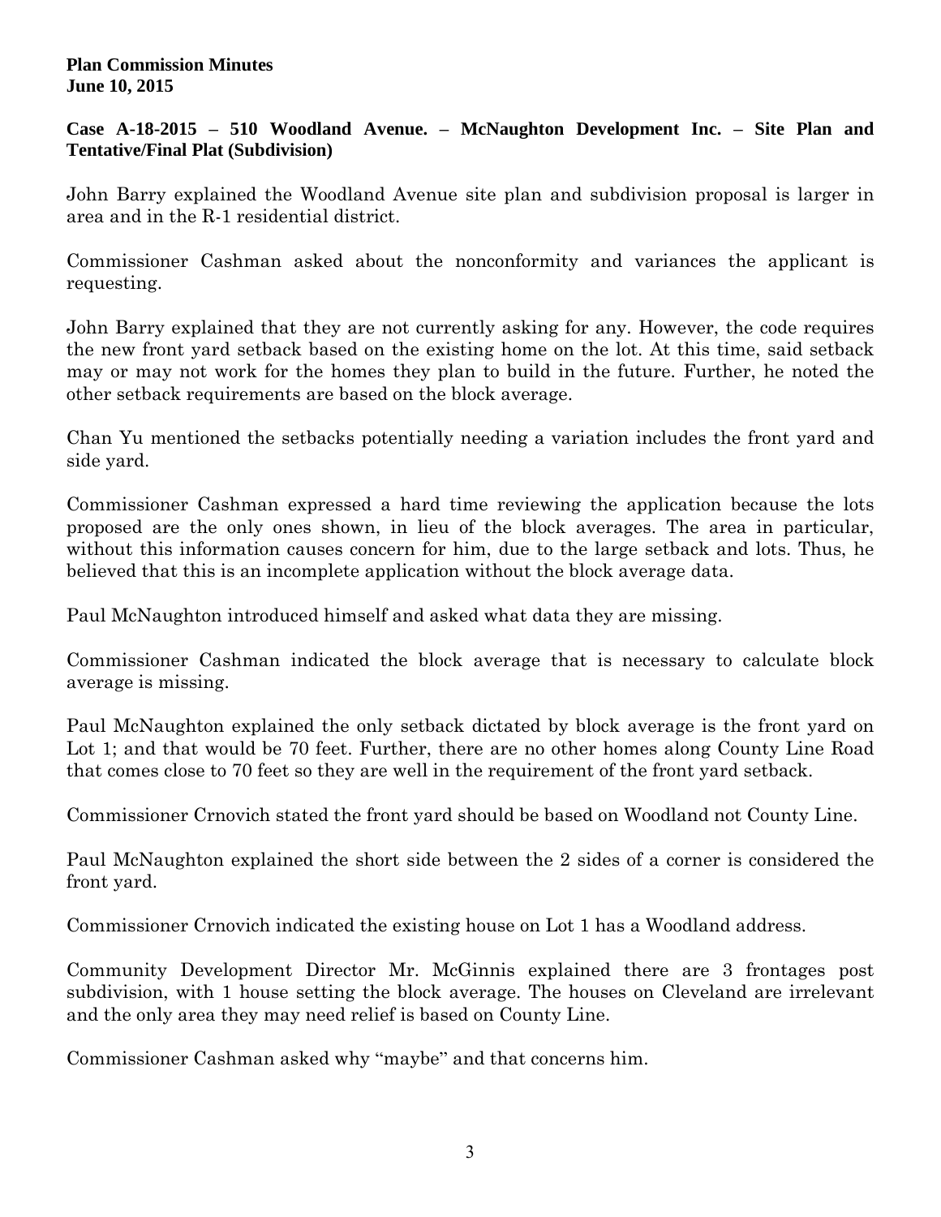**Plan Commission Minutes**
**June 10, 2015**

**Case A-18-2015 – 510 Woodland Avenue. – McNaughton Development Inc. – Site Plan and Tentative/Final Plat (Subdivision)**

John Barry explained the Woodland Avenue site plan and subdivision proposal is larger in area and in the R-1 residential district.

Commissioner Cashman asked about the nonconformity and variances the applicant is requesting.

John Barry explained that they are not currently asking for any. However, the code requires the new front yard setback based on the existing home on the lot. At this time, said setback may or may not work for the homes they plan to build in the future. Further, he noted the other setback requirements are based on the block average.

Chan Yu mentioned the setbacks potentially needing a variation includes the front yard and side yard.

Commissioner Cashman expressed a hard time reviewing the application because the lots proposed are the only ones shown, in lieu of the block averages. The area in particular, without this information causes concern for him, due to the large setback and lots. Thus, he believed that this is an incomplete application without the block average data.

Paul McNaughton introduced himself and asked what data they are missing.

Commissioner Cashman indicated the block average that is necessary to calculate block average is missing.

Paul McNaughton explained the only setback dictated by block average is the front yard on Lot 1; and that would be 70 feet. Further, there are no other homes along County Line Road that comes close to 70 feet so they are well in the requirement of the front yard setback.

Commissioner Crnovich stated the front yard should be based on Woodland not County Line.

Paul McNaughton explained the short side between the 2 sides of a corner is considered the front yard.

Commissioner Crnovich indicated the existing house on Lot 1 has a Woodland address.

Community Development Director Mr. McGinnis explained there are 3 frontages post subdivision, with 1 house setting the block average. The houses on Cleveland are irrelevant and the only area they may need relief is based on County Line.

Commissioner Cashman asked why "maybe" and that concerns him.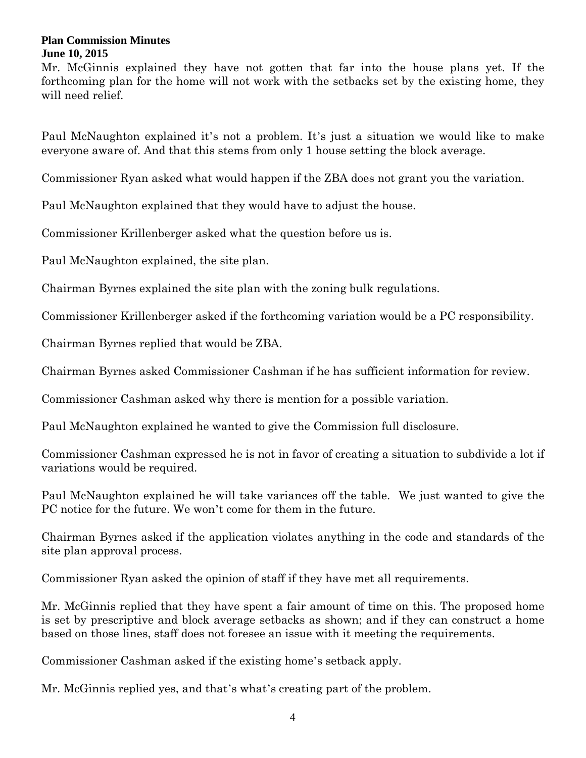Mr. McGinnis explained they have not gotten that far into the house plans yet. If the forthcoming plan for the home will not work with the setbacks set by the existing home, they will need relief.

Paul McNaughton explained it's not a problem. It's just a situation we would like to make everyone aware of. And that this stems from only 1 house setting the block average.

Commissioner Ryan asked what would happen if the ZBA does not grant you the variation.

Paul McNaughton explained that they would have to adjust the house.

Commissioner Krillenberger asked what the question before us is.

Paul McNaughton explained, the site plan.

Chairman Byrnes explained the site plan with the zoning bulk regulations.

Commissioner Krillenberger asked if the forthcoming variation would be a PC responsibility.

Chairman Byrnes replied that would be ZBA.

Chairman Byrnes asked Commissioner Cashman if he has sufficient information for review.

Commissioner Cashman asked why there is mention for a possible variation.

Paul McNaughton explained he wanted to give the Commission full disclosure.

Commissioner Cashman expressed he is not in favor of creating a situation to subdivide a lot if variations would be required.

Paul McNaughton explained he will take variances off the table. We just wanted to give the PC notice for the future. We won't come for them in the future.

Chairman Byrnes asked if the application violates anything in the code and standards of the site plan approval process.

Commissioner Ryan asked the opinion of staff if they have met all requirements.

Mr. McGinnis replied that they have spent a fair amount of time on this. The proposed home is set by prescriptive and block average setbacks as shown; and if they can construct a home based on those lines, staff does not foresee an issue with it meeting the requirements.

Commissioner Cashman asked if the existing home's setback apply.

Mr. McGinnis replied yes, and that's what's creating part of the problem.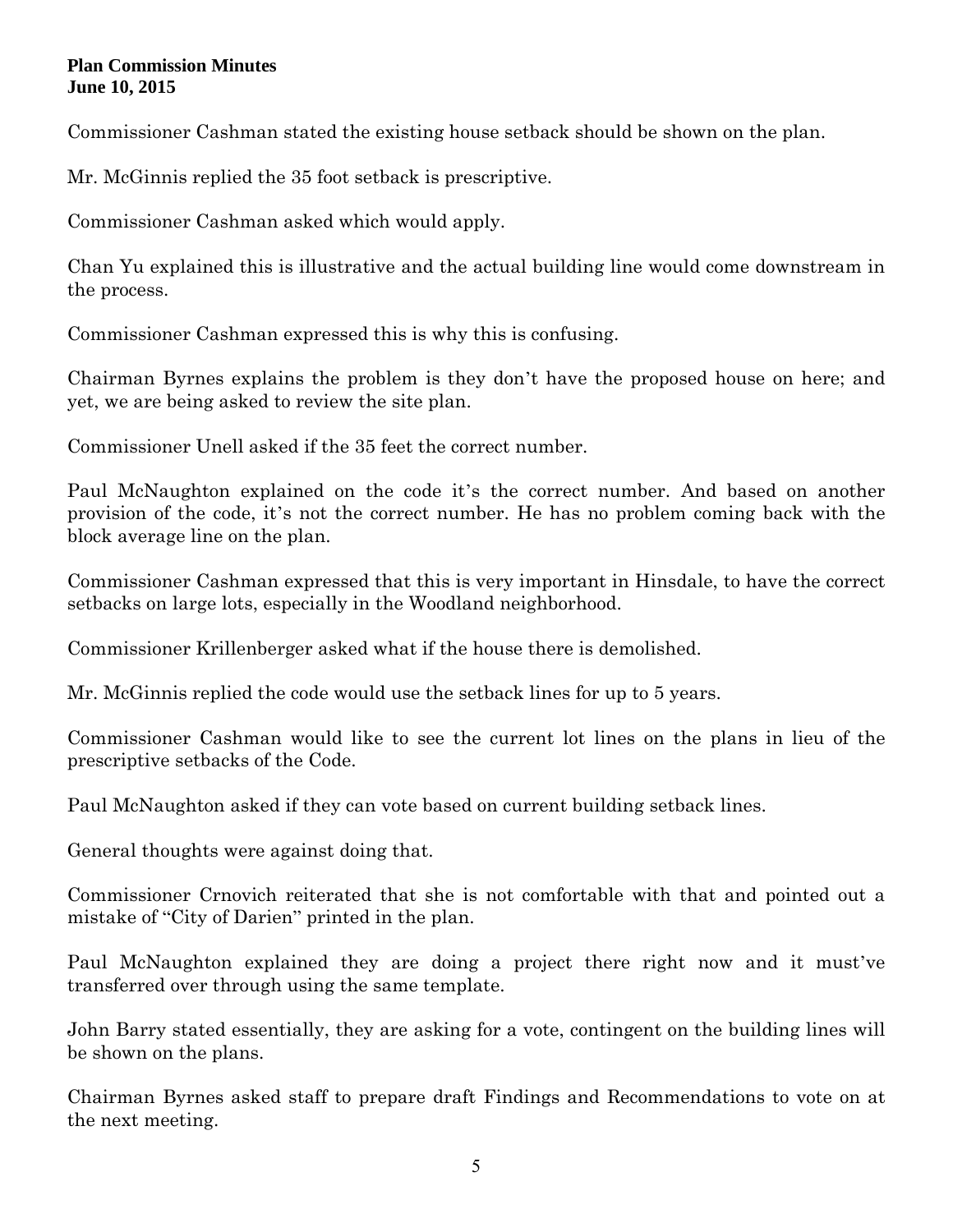Commissioner Cashman stated the existing house setback should be shown on the plan.

Mr. McGinnis replied the 35 foot setback is prescriptive.

Commissioner Cashman asked which would apply.

Chan Yu explained this is illustrative and the actual building line would come downstream in the process.

Commissioner Cashman expressed this is why this is confusing.

Chairman Byrnes explains the problem is they don't have the proposed house on here; and yet, we are being asked to review the site plan.

Commissioner Unell asked if the 35 feet the correct number.

Paul McNaughton explained on the code it's the correct number. And based on another provision of the code, it's not the correct number. He has no problem coming back with the block average line on the plan.

Commissioner Cashman expressed that this is very important in Hinsdale, to have the correct setbacks on large lots, especially in the Woodland neighborhood.

Commissioner Krillenberger asked what if the house there is demolished.

Mr. McGinnis replied the code would use the setback lines for up to 5 years.

Commissioner Cashman would like to see the current lot lines on the plans in lieu of the prescriptive setbacks of the Code.

Paul McNaughton asked if they can vote based on current building setback lines.

General thoughts were against doing that.

Commissioner Crnovich reiterated that she is not comfortable with that and pointed out a mistake of "City of Darien" printed in the plan.

Paul McNaughton explained they are doing a project there right now and it must've transferred over through using the same template.

John Barry stated essentially, they are asking for a vote, contingent on the building lines will be shown on the plans.

Chairman Byrnes asked staff to prepare draft Findings and Recommendations to vote on at the next meeting.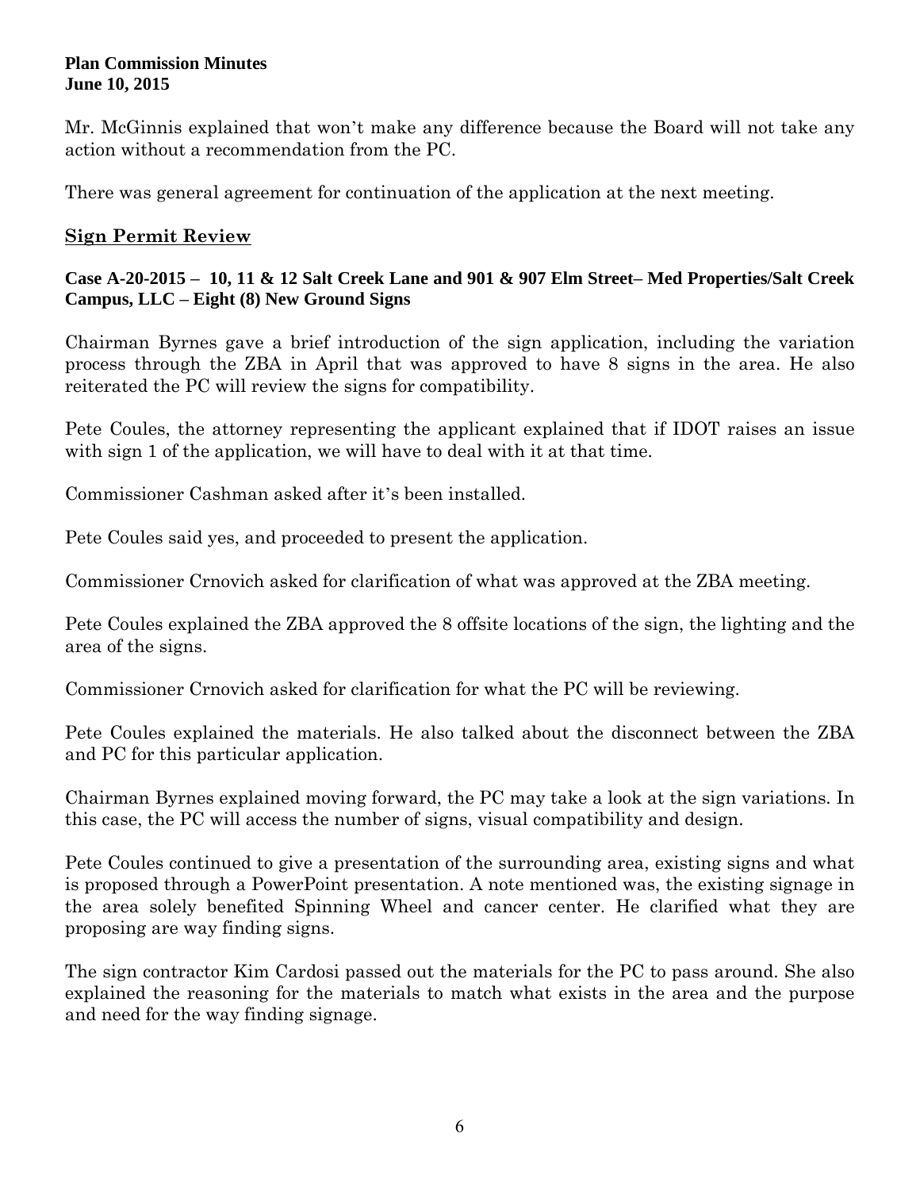Mr. McGinnis explained that won't make any difference because the Board will not take any action without a recommendation from the PC.

There was general agreement for continuation of the application at the next meeting.

## Sign Permit Review

**Case A-20-2015 – 10, 11 & 12 Salt Creek Lane and 901 & 907 Elm Street– Med Properties/Salt Creek Campus, LLC – Eight (8) New Ground Signs**

Chairman Byrnes gave a brief introduction of the sign application, including the variation process through the ZBA in April that was approved to have 8 signs in the area. He also reiterated the PC will review the signs for compatibility.

Pete Coules, the attorney representing the applicant explained that if IDOT raises an issue with sign 1 of the application, we will have to deal with it at that time.

Commissioner Cashman asked after it's been installed.

Pete Coules said yes, and proceeded to present the application.

Commissioner Crnovich asked for clarification of what was approved at the ZBA meeting.

Pete Coules explained the ZBA approved the 8 offsite locations of the sign, the lighting and the area of the signs.

Commissioner Crnovich asked for clarification for what the PC will be reviewing.

Pete Coules explained the materials. He also talked about the disconnect between the ZBA and PC for this particular application.

Chairman Byrnes explained moving forward, the PC may take a look at the sign variations. In this case, the PC will access the number of signs, visual compatibility and design.

Pete Coules continued to give a presentation of the surrounding area, existing signs and what is proposed through a PowerPoint presentation. A note mentioned was, the existing signage in the area solely benefited Spinning Wheel and cancer center. He clarified what they are proposing are way finding signs.

The sign contractor Kim Cardosi passed out the materials for the PC to pass around. She also explained the reasoning for the materials to match what exists in the area and the purpose and need for the way finding signage.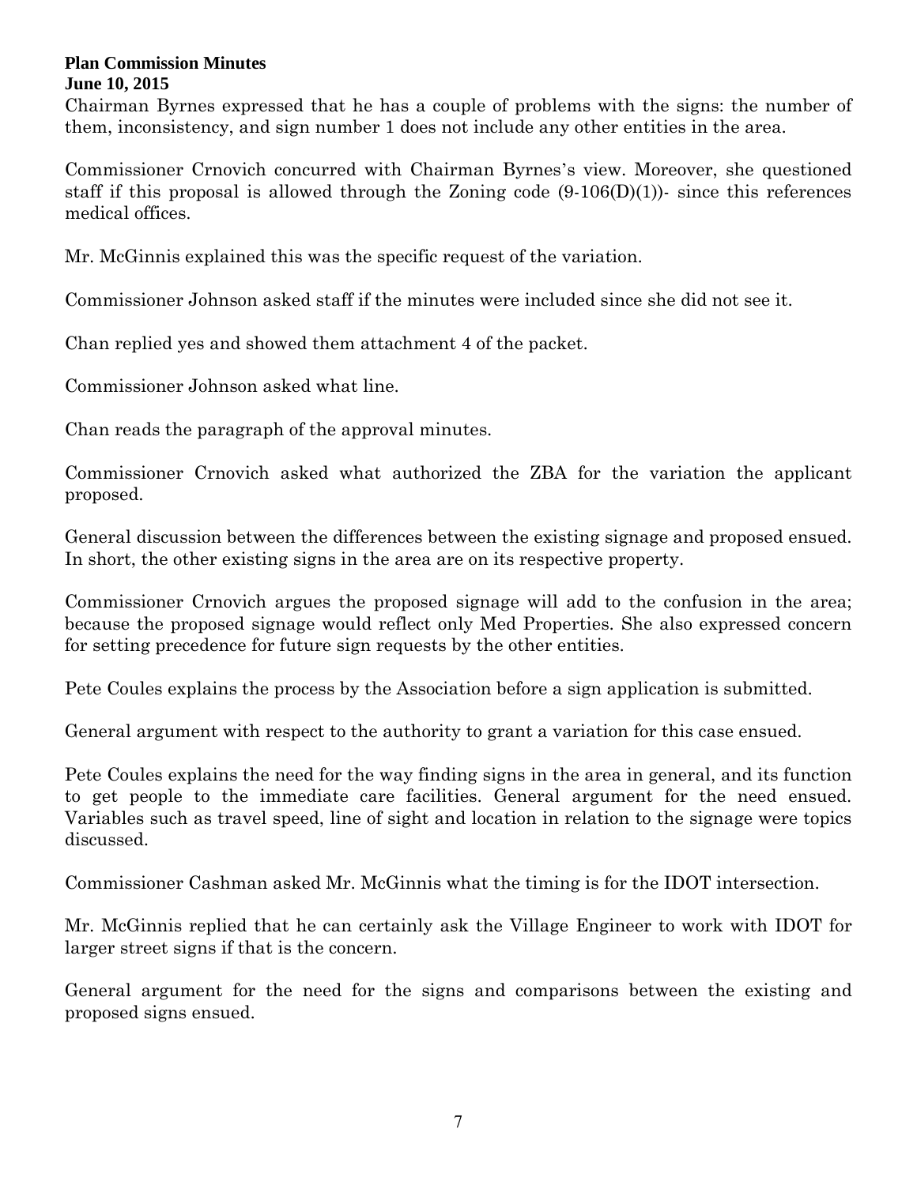Chairman Byrnes expressed that he has a couple of problems with the signs: the number of them, inconsistency, and sign number 1 does not include any other entities in the area.

Commissioner Crnovich concurred with Chairman Byrnes's view. Moreover, she questioned staff if this proposal is allowed through the Zoning code (9-106(D)(1))- since this references medical offices.

Mr. McGinnis explained this was the specific request of the variation.

Commissioner Johnson asked staff if the minutes were included since she did not see it.

Chan replied yes and showed them attachment 4 of the packet.

Commissioner Johnson asked what line.

Chan reads the paragraph of the approval minutes.

Commissioner Crnovich asked what authorized the ZBA for the variation the applicant proposed.

General discussion between the differences between the existing signage and proposed ensued. In short, the other existing signs in the area are on its respective property.

Commissioner Crnovich argues the proposed signage will add to the confusion in the area; because the proposed signage would reflect only Med Properties. She also expressed concern for setting precedence for future sign requests by the other entities.

Pete Coules explains the process by the Association before a sign application is submitted.

General argument with respect to the authority to grant a variation for this case ensued.

Pete Coules explains the need for the way finding signs in the area in general, and its function to get people to the immediate care facilities. General argument for the need ensued. Variables such as travel speed, line of sight and location in relation to the signage were topics discussed.

Commissioner Cashman asked Mr. McGinnis what the timing is for the IDOT intersection.

Mr. McGinnis replied that he can certainly ask the Village Engineer to work with IDOT for larger street signs if that is the concern.

General argument for the need for the signs and comparisons between the existing and proposed signs ensued.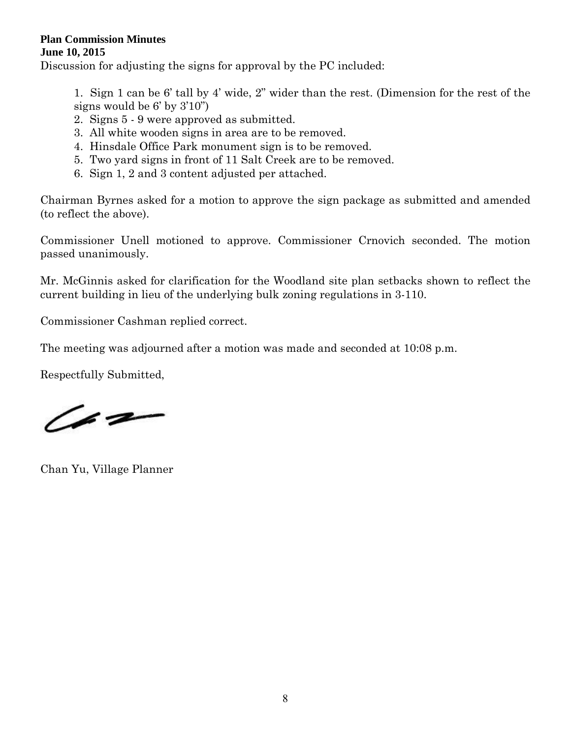Discussion for adjusting the signs for approval by the PC included:

1. Sign 1 can be 6' tall by 4' wide, 2" wider than the rest. (Dimension for the rest of the signs would be 6' by 3'10")
2. Signs 5 - 9 were approved as submitted.
3. All white wooden signs in area are to be removed.
4. Hinsdale Office Park monument sign is to be removed.
5. Two yard signs in front of 11 Salt Creek are to be removed.
6. Sign 1, 2 and 3 content adjusted per attached.

Chairman Byrnes asked for a motion to approve the sign package as submitted and amended (to reflect the above).

Commissioner Unell motioned to approve. Commissioner Crnovich seconded. The motion passed unanimously.

Mr. McGinnis asked for clarification for the Woodland site plan setbacks shown to reflect the current building in lieu of the underlying bulk zoning regulations in 3-110.

Commissioner Cashman replied correct.

The meeting was adjourned after a motion was made and seconded at 10:08 p.m.

Respectfully Submitted,

Chan Yu, Village Planner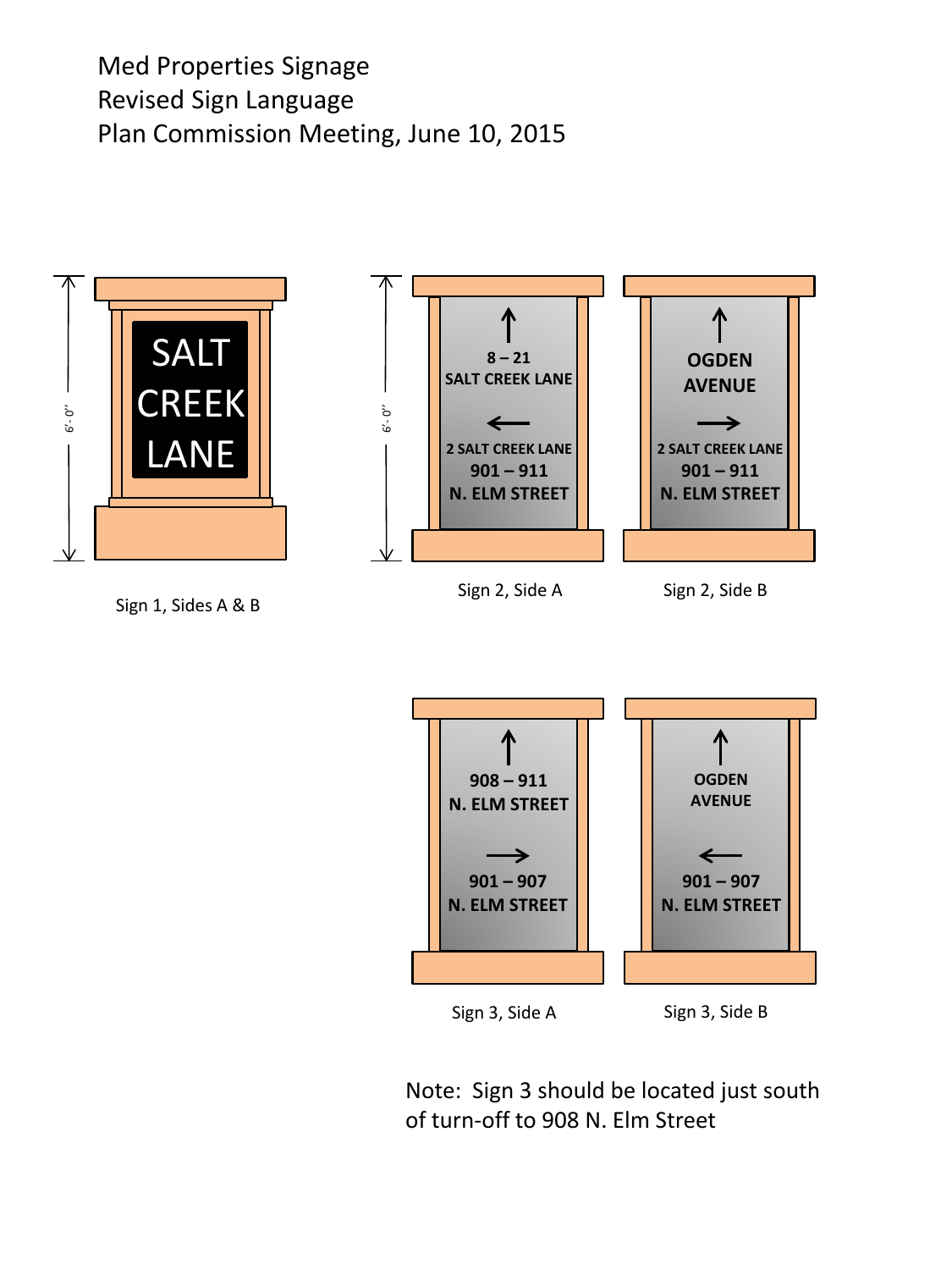Med Properties Signage
Revised Sign Language
Plan Commission Meeting, June 10, 2015

6'-0"

SALT CREEK LANE

Sign 1, Sides A & B

6'-0"

↑
8 – 21
SALT CREEK LANE
←
2 SALT CREEK LANE
901 – 911
N. ELM STREET

Sign 2, Side A

↑
OGDEN AVENUE
→
2 SALT CREEK LANE
901 – 911
N. ELM STREET

Sign 2, Side B

↑
908 – 911
N. ELM STREET
→
901 – 907
N. ELM STREET

Sign 3, Side A

↑
OGDEN AVENUE
←
901 – 907
N. ELM STREET

Sign 3, Side B

Note: Sign 3 should be located just south of turn-off to 908 N. Elm Street